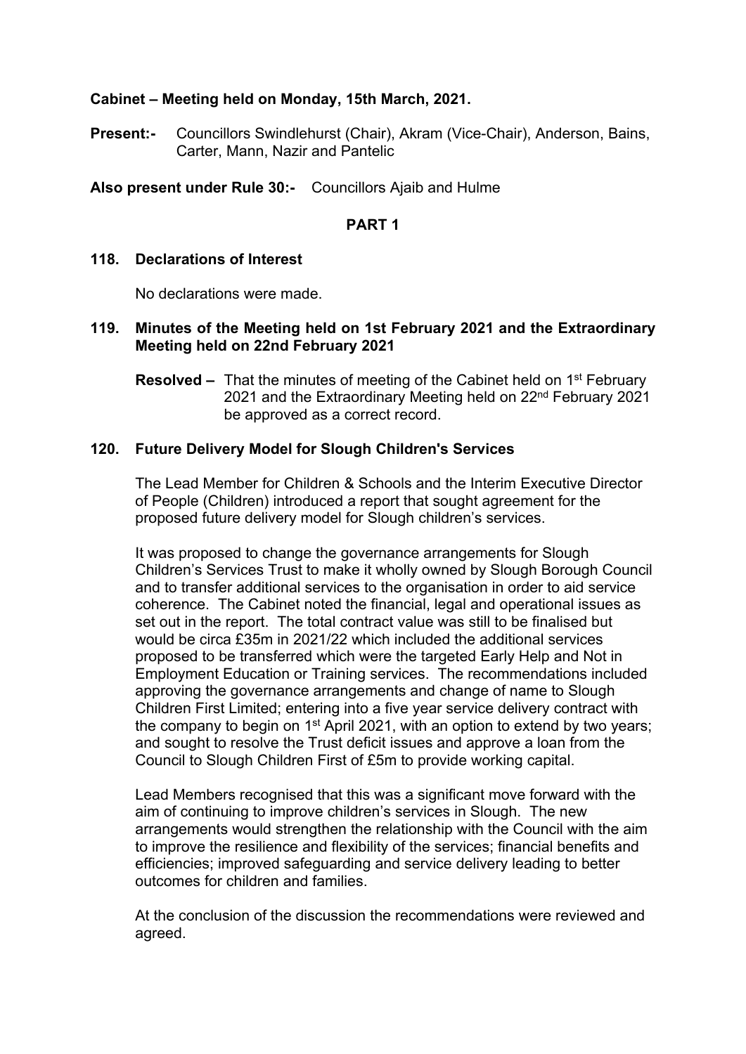**Cabinet – Meeting held on Monday, 15th March, 2021.**

**Present:-** Councillors Swindlehurst (Chair), Akram (Vice-Chair), Anderson, Bains, Carter, Mann, Nazir and Pantelic

**Also present under Rule 30:-** Councillors Ajaib and Hulme

**PART 1**

**118. Declarations of Interest**

No declarations were made.

**119. Minutes of the Meeting held on 1st February 2021 and the Extraordinary Meeting held on 22nd February 2021**

**Resolved –** That the minutes of meeting of the Cabinet held on 1st February 2021 and the Extraordinary Meeting held on 22nd February 2021 be approved as a correct record.

**120. Future Delivery Model for Slough Children's Services**

The Lead Member for Children & Schools and the Interim Executive Director of People (Children) introduced a report that sought agreement for the proposed future delivery model for Slough children's services.

It was proposed to change the governance arrangements for Slough Children's Services Trust to make it wholly owned by Slough Borough Council and to transfer additional services to the organisation in order to aid service coherence. The Cabinet noted the financial, legal and operational issues as set out in the report. The total contract value was still to be finalised but would be circa £35m in 2021/22 which included the additional services proposed to be transferred which were the targeted Early Help and Not in Employment Education or Training services. The recommendations included approving the governance arrangements and change of name to Slough Children First Limited; entering into a five year service delivery contract with the company to begin on 1st April 2021, with an option to extend by two years; and sought to resolve the Trust deficit issues and approve a loan from the Council to Slough Children First of £5m to provide working capital.

Lead Members recognised that this was a significant move forward with the aim of continuing to improve children's services in Slough. The new arrangements would strengthen the relationship with the Council with the aim to improve the resilience and flexibility of the services; financial benefits and efficiencies; improved safeguarding and service delivery leading to better outcomes for children and families.

At the conclusion of the discussion the recommendations were reviewed and agreed.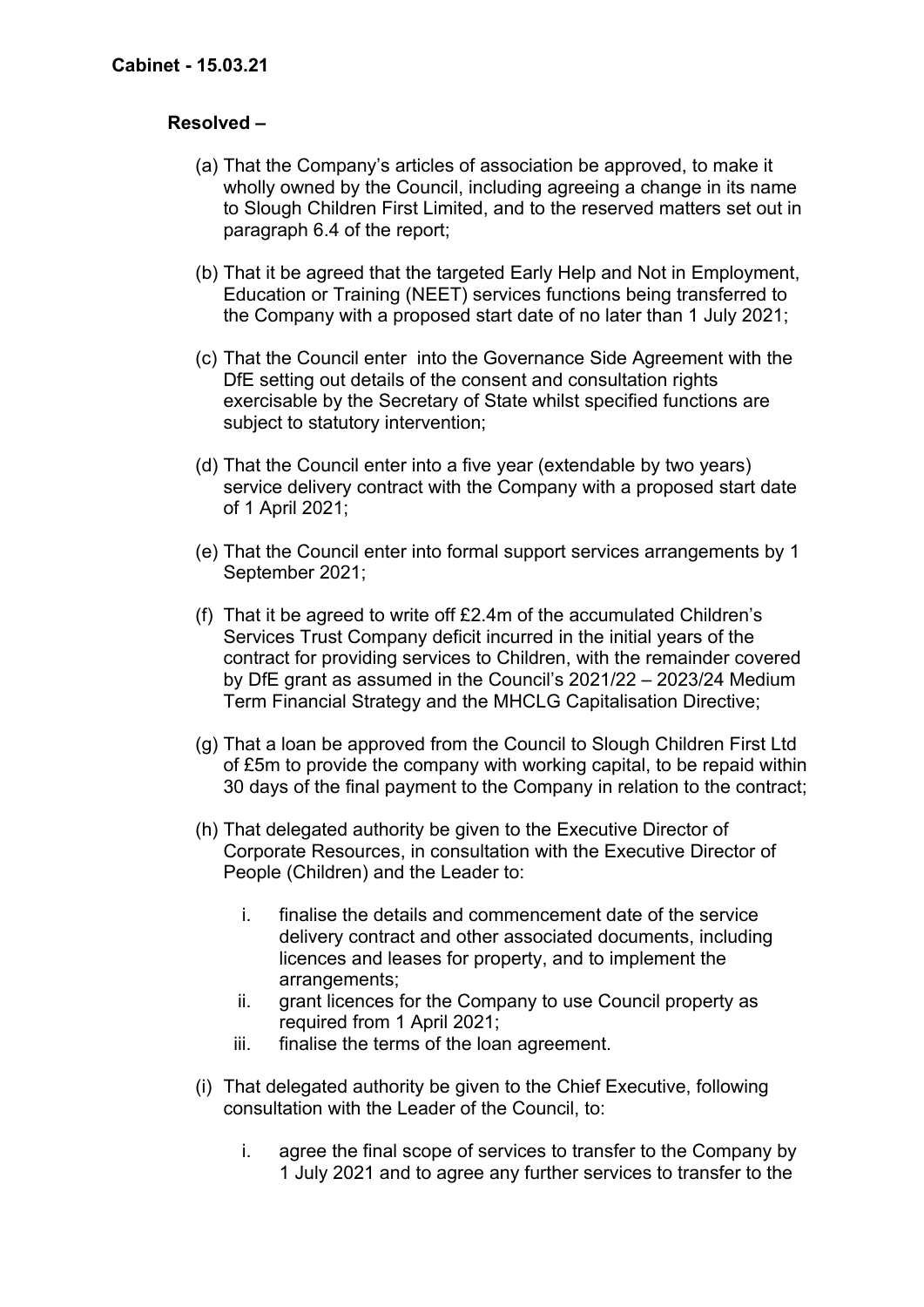**Resolved –**

(a) That the Company's articles of association be approved, to make it wholly owned by the Council, including agreeing a change in its name to Slough Children First Limited, and to the reserved matters set out in paragraph 6.4 of the report;

(b) That it be agreed that the targeted Early Help and Not in Employment, Education or Training (NEET) services functions being transferred to the Company with a proposed start date of no later than 1 July 2021;

(c) That the Council enter into the Governance Side Agreement with the DfE setting out details of the consent and consultation rights exercisable by the Secretary of State whilst specified functions are subject to statutory intervention;

(d) That the Council enter into a five year (extendable by two years) service delivery contract with the Company with a proposed start date of 1 April 2021;

(e) That the Council enter into formal support services arrangements by 1 September 2021;

(f) That it be agreed to write off £2.4m of the accumulated Children's Services Trust Company deficit incurred in the initial years of the contract for providing services to Children, with the remainder covered by DfE grant as assumed in the Council's 2021/22 – 2023/24 Medium Term Financial Strategy and the MHCLG Capitalisation Directive;

(g) That a loan be approved from the Council to Slough Children First Ltd of £5m to provide the company with working capital, to be repaid within 30 days of the final payment to the Company in relation to the contract;

(h) That delegated authority be given to the Executive Director of Corporate Resources, in consultation with the Executive Director of People (Children) and the Leader to:

   i. finalise the details and commencement date of the service delivery contract and other associated documents, including licences and leases for property, and to implement the arrangements;
   ii. grant licences for the Company to use Council property as required from 1 April 2021;
   iii. finalise the terms of the loan agreement.

(i) That delegated authority be given to the Chief Executive, following consultation with the Leader of the Council, to:

   i. agree the final scope of services to transfer to the Company by 1 July 2021 and to agree any further services to transfer to the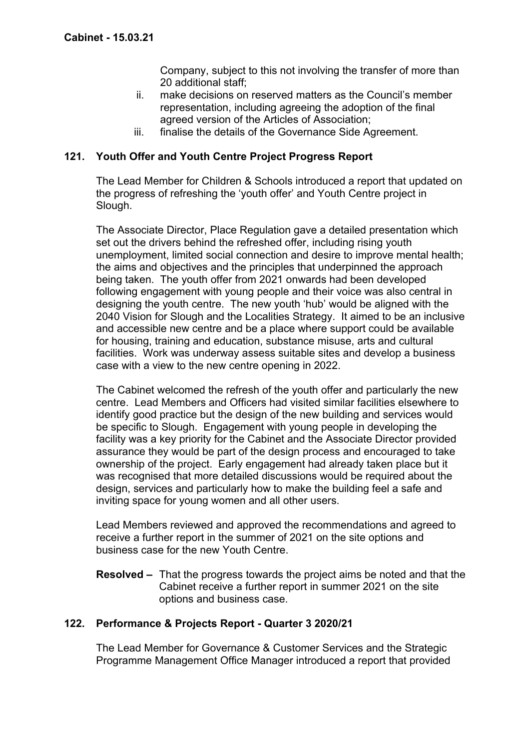Company, subject to this not involving the transfer of more than 20 additional staff;

ii. make decisions on reserved matters as the Council's member representation, including agreeing the adoption of the final agreed version of the Articles of Association;

iii. finalise the details of the Governance Side Agreement.

## 121. Youth Offer and Youth Centre Project Progress Report

The Lead Member for Children & Schools introduced a report that updated on the progress of refreshing the 'youth offer' and Youth Centre project in Slough.

The Associate Director, Place Regulation gave a detailed presentation which set out the drivers behind the refreshed offer, including rising youth unemployment, limited social connection and desire to improve mental health; the aims and objectives and the principles that underpinned the approach being taken. The youth offer from 2021 onwards had been developed following engagement with young people and their voice was also central in designing the youth centre. The new youth 'hub' would be aligned with the 2040 Vision for Slough and the Localities Strategy. It aimed to be an inclusive and accessible new centre and be a place where support could be available for housing, training and education, substance misuse, arts and cultural facilities. Work was underway assess suitable sites and develop a business case with a view to the new centre opening in 2022.

The Cabinet welcomed the refresh of the youth offer and particularly the new centre. Lead Members and Officers had visited similar facilities elsewhere to identify good practice but the design of the new building and services would be specific to Slough. Engagement with young people in developing the facility was a key priority for the Cabinet and the Associate Director provided assurance they would be part of the design process and encouraged to take ownership of the project. Early engagement had already taken place but it was recognised that more detailed discussions would be required about the design, services and particularly how to make the building feel a safe and inviting space for young women and all other users.

Lead Members reviewed and approved the recommendations and agreed to receive a further report in the summer of 2021 on the site options and business case for the new Youth Centre.

**Resolved –** That the progress towards the project aims be noted and that the Cabinet receive a further report in summer 2021 on the site options and business case.

## 122. Performance & Projects Report - Quarter 3 2020/21

The Lead Member for Governance & Customer Services and the Strategic Programme Management Office Manager introduced a report that provided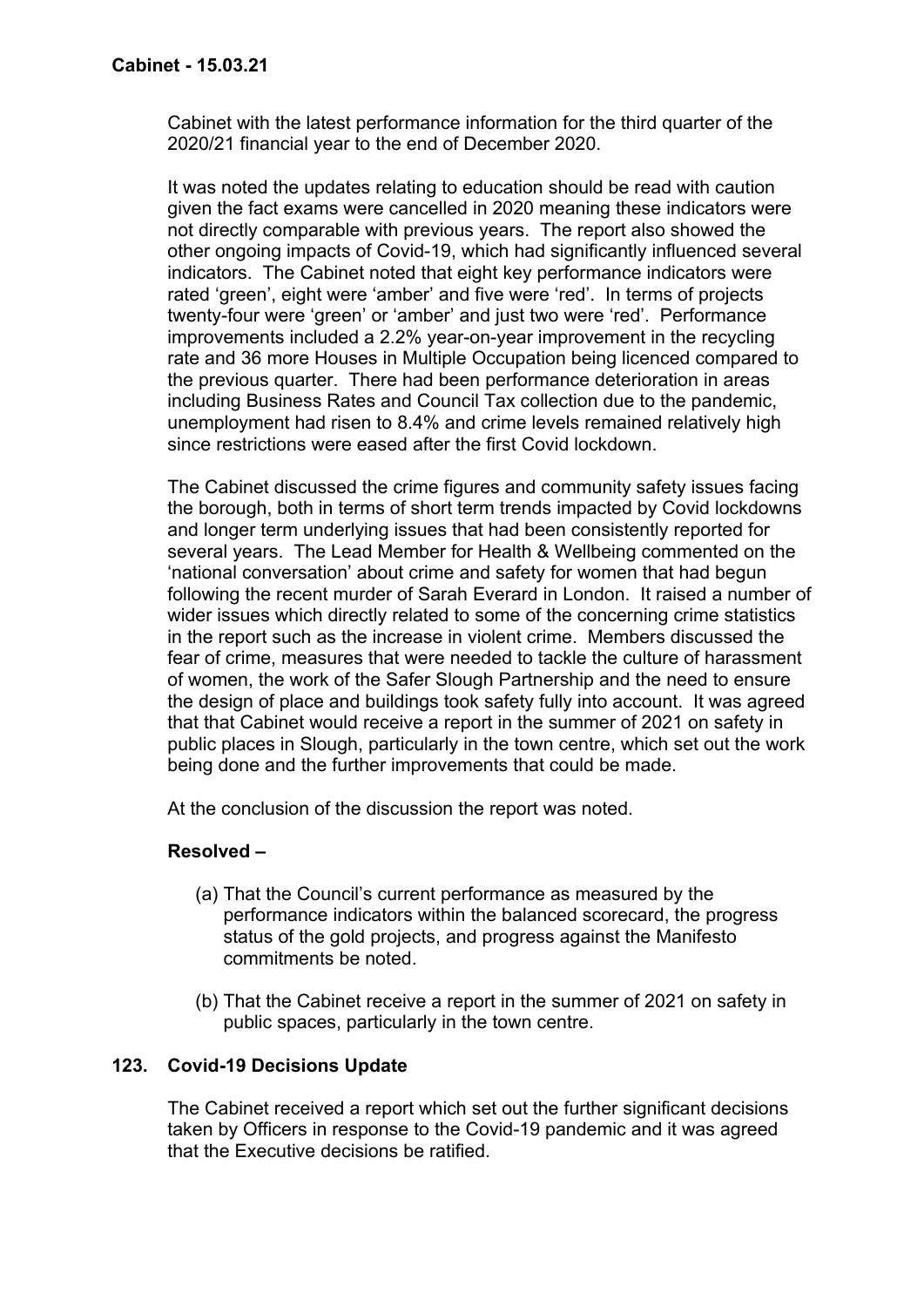Cabinet with the latest performance information for the third quarter of the 2020/21 financial year to the end of December 2020.

It was noted the updates relating to education should be read with caution given the fact exams were cancelled in 2020 meaning these indicators were not directly comparable with previous years. The report also showed the other ongoing impacts of Covid-19, which had significantly influenced several indicators. The Cabinet noted that eight key performance indicators were rated 'green', eight were 'amber' and five were 'red'. In terms of projects twenty-four were 'green' or 'amber' and just two were 'red'. Performance improvements included a 2.2% year-on-year improvement in the recycling rate and 36 more Houses in Multiple Occupation being licenced compared to the previous quarter. There had been performance deterioration in areas including Business Rates and Council Tax collection due to the pandemic, unemployment had risen to 8.4% and crime levels remained relatively high since restrictions were eased after the first Covid lockdown.

The Cabinet discussed the crime figures and community safety issues facing the borough, both in terms of short term trends impacted by Covid lockdowns and longer term underlying issues that had been consistently reported for several years. The Lead Member for Health & Wellbeing commented on the 'national conversation' about crime and safety for women that had begun following the recent murder of Sarah Everard in London. It raised a number of wider issues which directly related to some of the concerning crime statistics in the report such as the increase in violent crime. Members discussed the fear of crime, measures that were needed to tackle the culture of harassment of women, the work of the Safer Slough Partnership and the need to ensure the design of place and buildings took safety fully into account. It was agreed that that Cabinet would receive a report in the summer of 2021 on safety in public places in Slough, particularly in the town centre, which set out the work being done and the further improvements that could be made.

At the conclusion of the discussion the report was noted.

**Resolved –**

(a) That the Council's current performance as measured by the performance indicators within the balanced scorecard, the progress status of the gold projects, and progress against the Manifesto commitments be noted.

(b) That the Cabinet receive a report in the summer of 2021 on safety in public spaces, particularly in the town centre.

## 123. Covid-19 Decisions Update

The Cabinet received a report which set out the further significant decisions taken by Officers in response to the Covid-19 pandemic and it was agreed that the Executive decisions be ratified.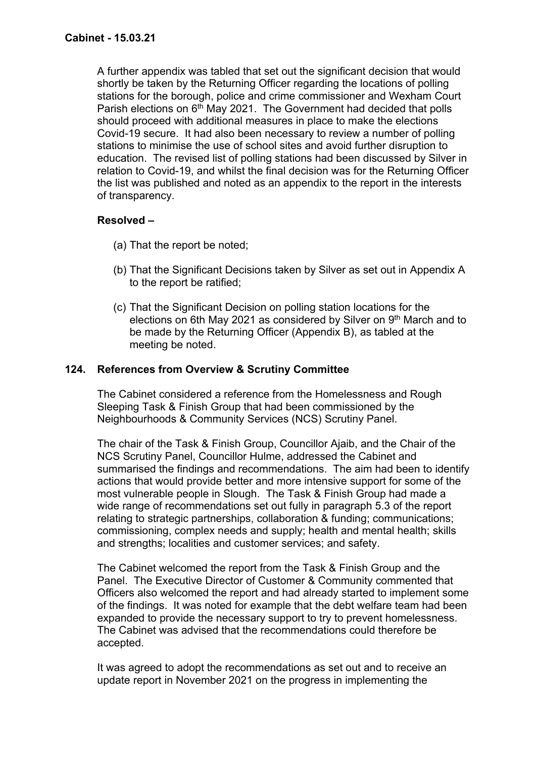A further appendix was tabled that set out the significant decision that would shortly be taken by the Returning Officer regarding the locations of polling stations for the borough, police and crime commissioner and Wexham Court Parish elections on 6th May 2021. The Government had decided that polls should proceed with additional measures in place to make the elections Covid-19 secure. It had also been necessary to review a number of polling stations to minimise the use of school sites and avoid further disruption to education. The revised list of polling stations had been discussed by Silver in relation to Covid-19, and whilst the final decision was for the Returning Officer the list was published and noted as an appendix to the report in the interests of transparency.

**Resolved –**

(a) That the report be noted;

(b) That the Significant Decisions taken by Silver as set out in Appendix A to the report be ratified;

(c) That the Significant Decision on polling station locations for the elections on 6th May 2021 as considered by Silver on 9th March and to be made by the Returning Officer (Appendix B), as tabled at the meeting be noted.

## 124. References from Overview & Scrutiny Committee

The Cabinet considered a reference from the Homelessness and Rough Sleeping Task & Finish Group that had been commissioned by the Neighbourhoods & Community Services (NCS) Scrutiny Panel.

The chair of the Task & Finish Group, Councillor Ajaib, and the Chair of the NCS Scrutiny Panel, Councillor Hulme, addressed the Cabinet and summarised the findings and recommendations. The aim had been to identify actions that would provide better and more intensive support for some of the most vulnerable people in Slough. The Task & Finish Group had made a wide range of recommendations set out fully in paragraph 5.3 of the report relating to strategic partnerships, collaboration & funding; communications; commissioning, complex needs and supply; health and mental health; skills and strengths; localities and customer services; and safety.

The Cabinet welcomed the report from the Task & Finish Group and the Panel. The Executive Director of Customer & Community commented that Officers also welcomed the report and had already started to implement some of the findings. It was noted for example that the debt welfare team had been expanded to provide the necessary support to try to prevent homelessness. The Cabinet was advised that the recommendations could therefore be accepted.

It was agreed to adopt the recommendations as set out and to receive an update report in November 2021 on the progress in implementing the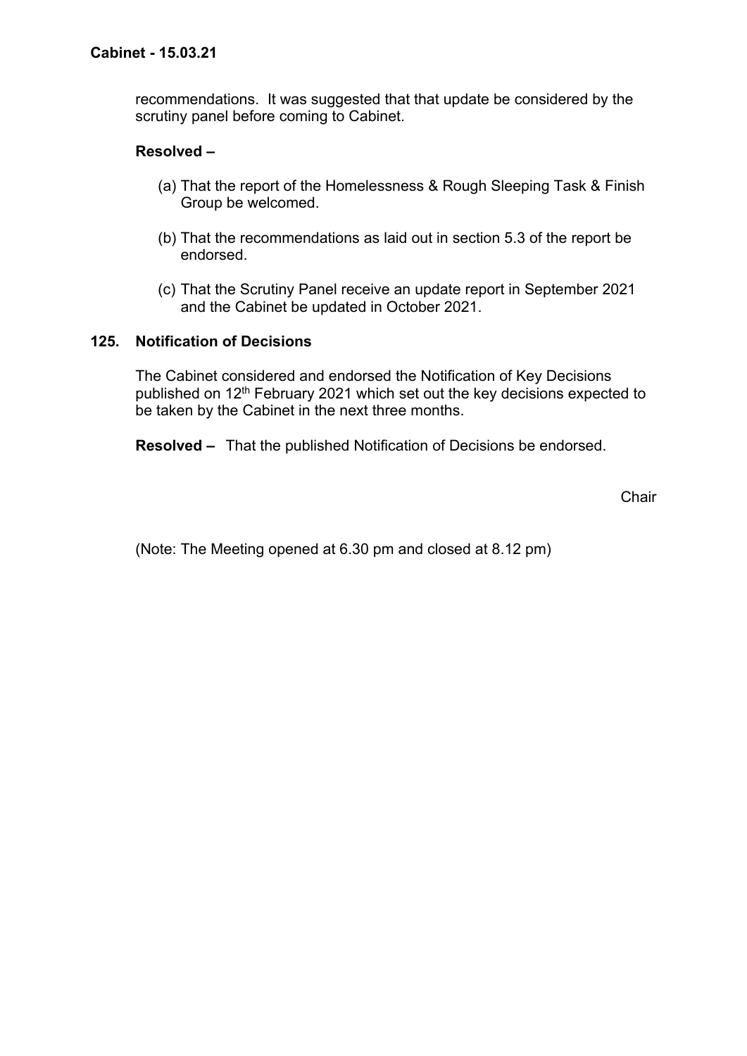recommendations. It was suggested that that update be considered by the scrutiny panel before coming to Cabinet.

**Resolved –**

(a) That the report of the Homelessness & Rough Sleeping Task & Finish Group be welcomed.

(b) That the recommendations as laid out in section 5.3 of the report be endorsed.

(c) That the Scrutiny Panel receive an update report in September 2021 and the Cabinet be updated in October 2021.

## 125. Notification of Decisions

The Cabinet considered and endorsed the Notification of Key Decisions published on 12th February 2021 which set out the key decisions expected to be taken by the Cabinet in the next three months.

**Resolved –** That the published Notification of Decisions be endorsed.

Chair

(Note: The Meeting opened at 6.30 pm and closed at 8.12 pm)